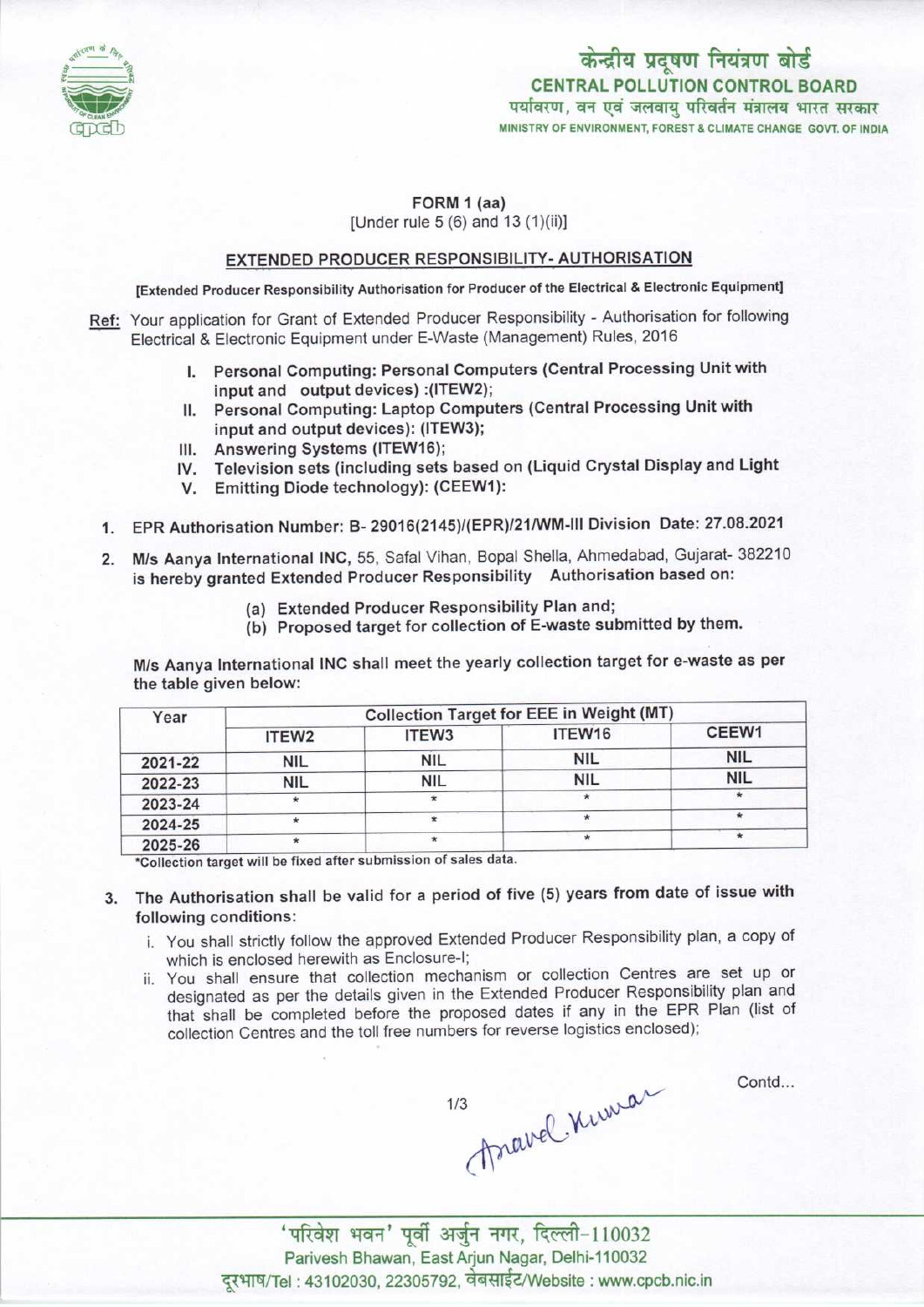केन्द्रीय प्रदूषण नियंत्रण बोर्ड
**CENTRAL POLLUTION CONTROL BOARD**
पर्यावरण, वन एवं जलवायु परिवर्तन मंत्रालय भारत सरकार
MINISTRY OF ENVIRONMENT, FOREST & CLIMATE CHANGE GOVT. OF INDIA

**FORM 1 (aa)**
[Under rule 5 (6) and 13 (1)(ii)]

## EXTENDED PRODUCER RESPONSIBILITY- AUTHORISATION

[Extended Producer Responsibility Authorisation for Producer of the Electrical & Electronic Equipment]

Ref: Your application for Grant of Extended Producer Responsibility - Authorisation for following Electrical & Electronic Equipment under E-Waste (Management) Rules, 2016

I. **Personal Computing: Personal Computers (Central Processing Unit with input and output devices) :(ITEW2);**
II. **Personal Computing: Laptop Computers (Central Processing Unit with input and output devices): (ITEW3);**
III. **Answering Systems (ITEW16);**
IV. **Television sets (including sets based on (Liquid Crystal Display and Light**
V. **Emitting Diode technology): (CEEW1):**

1. EPR Authorisation Number: B- 29016(2145)/(EPR)/21/WM-III Division Date: 27.08.2021
2. **M/s Aanya International INC,** 55, Safal Vihan, Bopal Shella, Ahmedabad, Gujarat- 382210 is hereby granted Extended Producer Responsibility Authorisation based on:
   - (a) **Extended Producer Responsibility Plan and;**
   - (b) **Proposed target for collection of E-waste submitted by them.**

M/s Aanya International INC shall meet the yearly collection target for e-waste as per the table given below:

| Year | Collection Target for EEE in Weight (MT) | | | |
|---|---|---|---|---|
| | ITEW2 | ITEW3 | ITEW16 | CEEW1 |
| 2021-22 | NIL | NIL | NIL | NIL |
| 2022-23 | NIL | NIL | NIL | NIL |
| 2023-24 | * | * | * | * |
| 2024-25 | * | * | * | * |
| 2025-26 | * | * | * | * |

*Collection target will be fixed after submission of sales data.

3. **The Authorisation shall be valid for a period of five (5) years from date of issue with following conditions:**
   - i. You shall strictly follow the approved Extended Producer Responsibility plan, a copy of which is enclosed herewith as Enclosure-I;
   - ii. You shall ensure that collection mechanism or collection Centres are set up or designated as per the details given in the Extended Producer Responsibility plan and that shall be completed before the proposed dates if any in the EPR Plan (list of collection Centres and the toll free numbers for reverse logistics enclosed);

Contd...

'परिवेश भवन' पूर्वी अर्जुन नगर, दिल्ली-110032
Parivesh Bhawan, East Arjun Nagar, Delhi-110032
दूरभाष/Tel : 43102030, 22305792, वेबसाईट/Website : www.cpcb.nic.in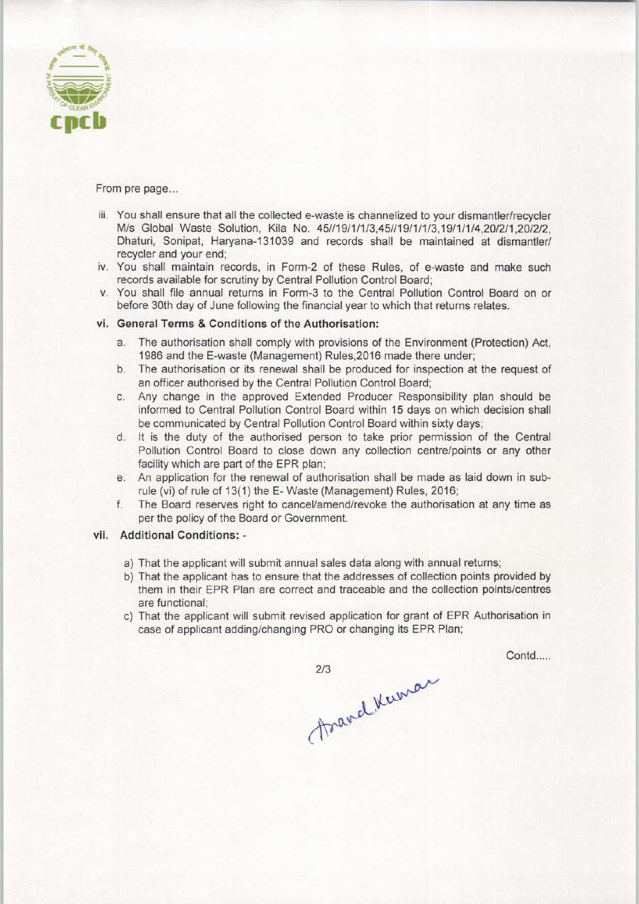From pre page...

iii. You shall ensure that all the collected e-waste is channelized to your dismantler/recycler M/s Global Waste Solution, Kila No. 45//19/1/1/3,45//19/1/1/3,19/1/1/4,20/2/1,20/2/2, Dhaturi, Sonipat, Haryana-131039 and records shall be maintained at dismantler/ recycler and your end;

iv. You shall maintain records, in Form-2 of these Rules, of e-waste and make such records available for scrutiny by Central Pollution Control Board;

v. You shall file annual returns in Form-3 to the Central Pollution Control Board on or before 30th day of June following the financial year to which that returns relates.

vi. **General Terms & Conditions of the Authorisation:**

   a. The authorisation shall comply with provisions of the Environment (Protection) Act, 1986 and the E-waste (Management) Rules,2016 made there under;

   b. The authorisation or its renewal shall be produced for inspection at the request of an officer authorised by the Central Pollution Control Board;

   c. Any change in the approved Extended Producer Responsibility plan should be informed to Central Pollution Control Board within 15 days on which decision shall be communicated by Central Pollution Control Board within sixty days;

   d. It is the duty of the authorised person to take prior permission of the Central Pollution Control Board to close down any collection centre/points or any other facility which are part of the EPR plan;

   e. An application for the renewal of authorisation shall be made as laid down in sub-rule (vi) of rule of 13(1) the E- Waste (Management) Rules, 2016;

   f. The Board reserves right to cancel/amend/revoke the authorisation at any time as per the policy of the Board or Government.

vii. **Additional Conditions: -**

   a) That the applicant will submit annual sales data along with annual returns;

   b) That the applicant has to ensure that the addresses of collection points provided by them in their EPR Plan are correct and traceable and the collection points/centres are functional;

   c) That the applicant will submit revised application for grant of EPR Authorisation in case of applicant adding/changing PRO or changing its EPR Plan;

Contd.....

Anand Kumar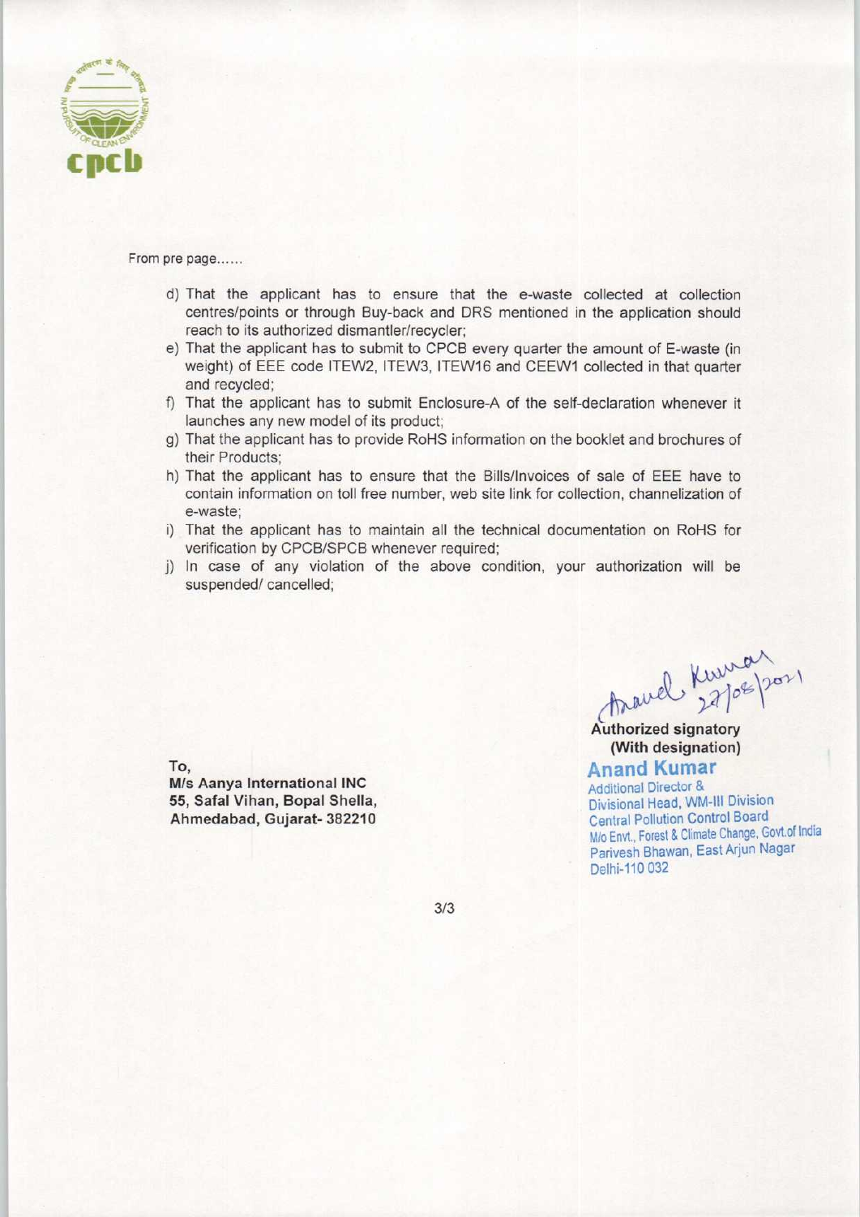From pre page......

d) That the applicant has to ensure that the e-waste collected at collection centres/points or through Buy-back and DRS mentioned in the application should reach to its authorized dismantler/recycler;
e) That the applicant has to submit to CPCB every quarter the amount of E-waste (in weight) of EEE code ITEW2, ITEW3, ITEW16 and CEEW1 collected in that quarter and recycled;
f) That the applicant has to submit Enclosure-A of the self-declaration whenever it launches any new model of its product;
g) That the applicant has to provide RoHS information on the booklet and brochures of their Products;
h) That the applicant has to ensure that the Bills/Invoices of sale of EEE have to contain information on toll free number, web site link for collection, channelization of e-waste;
i) That the applicant has to maintain all the technical documentation on RoHS for verification by CPCB/SPCB whenever required;
j) In case of any violation of the above condition, your authorization will be suspended/ cancelled;

Anand Kumar 27/08/2021

**Authorized signatory**
**(With designation)**

**Anand Kumar**
Additional Director &
Divisional Head, WM-III Division
Central Pollution Control Board
M/o Envt., Forest & Climate Change, Govt.of India
Parivesh Bhawan, East Arjun Nagar
Delhi-110 032

To,
**M/s Aanya International INC**
**55, Safal Vihan, Bopal Shella,**
**Ahmedabad, Gujarat- 382210**